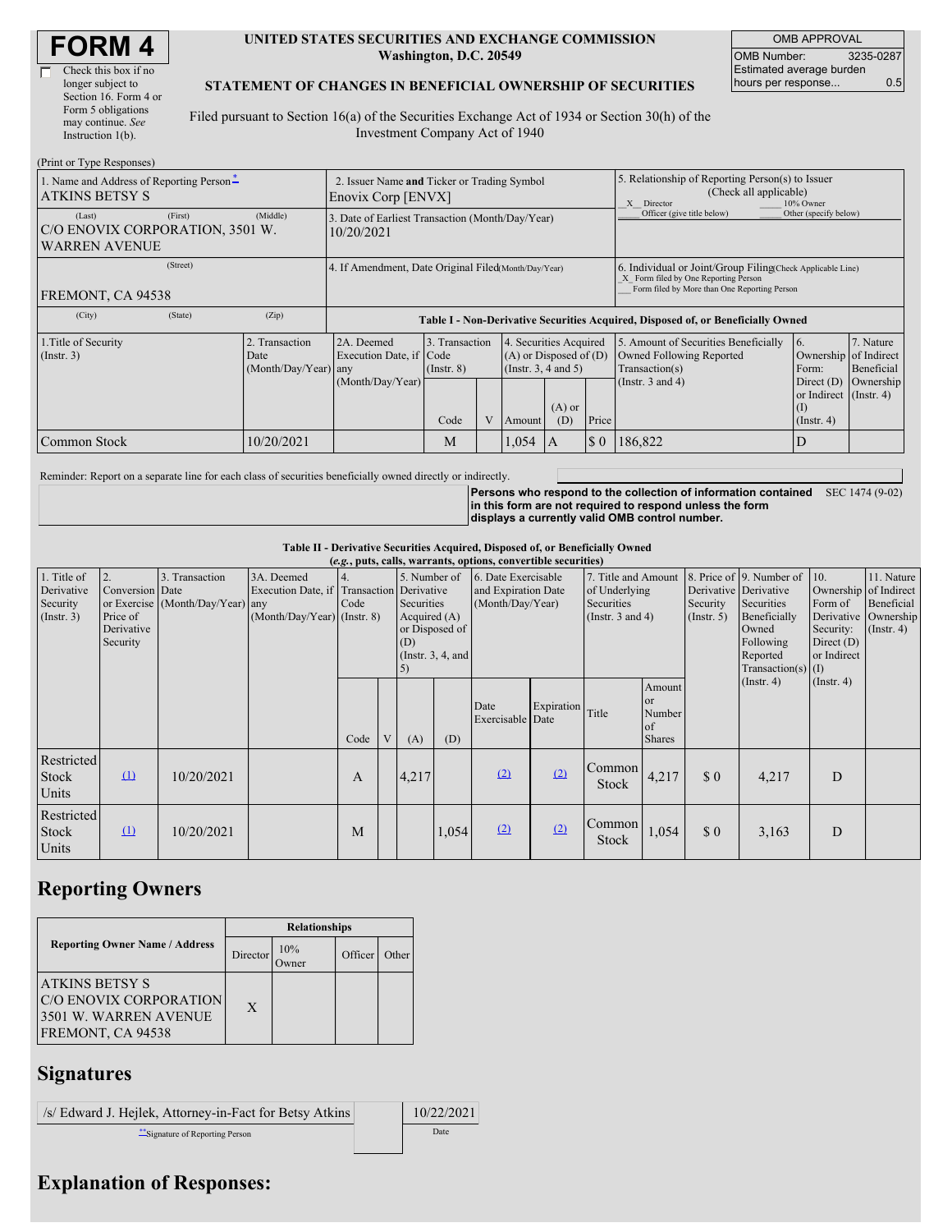# FORM 4

☐ Check this box if no longer subject to Section 16. Form 4 or Form 5 obligations may continue. *See* Instruction 1(b).

**UNITED STATES SECURITIES AND EXCHANGE COMMISSION**
**Washington, D.C. 20549**

**STATEMENT OF CHANGES IN BENEFICIAL OWNERSHIP OF SECURITIES**

Filed pursuant to Section 16(a) of the Securities Exchange Act of 1934 or Section 30(h) of the Investment Company Act of 1940

| OMB APPROVAL | |
|---|---|
| OMB Number: | 3235-0287 |
| Estimated average burden hours per response... | 0.5 |

(Print or Type Responses)

| 1. Name and Address of Reporting Person* | 2. Issuer Name and Ticker or Trading Symbol | 5. Relationship of Reporting Person(s) to Issuer (Check all applicable) |
|---|---|---|
| ATKINS BETSY S | Enovix Corp [ENVX] | X Director ___ 10% Owner ___ Officer (give title below) ___ Other (specify below) |
| (Last) (First) (Middle) C/O ENOVIX CORPORATION, 3501 W. WARREN AVENUE | 3. Date of Earliest Transaction (Month/Day/Year) 10/20/2021 | |
| (Street) FREMONT, CA 94538 | 4. If Amendment, Date Original Filed (Month/Day/Year) | 6. Individual or Joint/Group Filing (Check Applicable Line) X Form filed by One Reporting Person ___ Form filed by More than One Reporting Person |
| (City) (State) (Zip) | | |

**Table I - Non-Derivative Securities Acquired, Disposed of, or Beneficially Owned**

| 1.Title of Security (Instr. 3) | 2. Transaction Date (Month/Day/Year) | 2A. Deemed Execution Date, if any (Month/Day/Year) | 3. Transaction Code (Instr. 8) Code | V | 4. Securities Acquired (A) or Disposed of (D) (Instr. 3, 4 and 5) Amount | (A) or (D) | Price | 5. Amount of Securities Beneficially Owned Following Reported Transaction(s) (Instr. 3 and 4) | 6. Ownership Form: Direct (D) or Indirect (I) (Instr. 4) | 7. Nature of Indirect Beneficial Ownership (Instr. 4) |
|---|---|---|---|---|---|---|---|---|---|---|
| Common Stock | 10/20/2021 | | M | | 1,054 | A | $ 0 | 186,822 | D | |

Reminder: Report on a separate line for each class of securities beneficially owned directly or indirectly.

**Persons who respond to the collection of information contained in this form are not required to respond unless the form displays a currently valid OMB control number.** SEC 1474 (9-02)

**Table II - Derivative Securities Acquired, Disposed of, or Beneficially Owned**
***(e.g.*, puts, calls, warrants, options, convertible securities)**

| 1. Title of Derivative Security (Instr. 3) | 2. Conversion or Exercise Price of Derivative Security | 3. Transaction Date (Month/Day/Year) | 3A. Deemed Execution Date, if any (Month/Day/Year) | 4. Transaction Code (Instr. 8) Code | V | 5. Number of Derivative Securities Acquired (A) or Disposed of (D) (Instr. 3, 4, and 5) (A) | (D) | 6. Date Exercisable and Expiration Date (Month/Day/Year) Date Exercisable | Expiration Date | 7. Title and Amount of Underlying Securities (Instr. 3 and 4) Title | Amount or Number of Shares | 8. Price of Derivative Security (Instr. 5) | 9. Number of Derivative Securities Beneficially Owned Following Reported Transaction(s) (Instr. 4) | 10. Ownership Form of Derivative Security: Direct (D) or Indirect (I) (Instr. 4) | 11. Nature of Indirect Beneficial Ownership (Instr. 4) |
|---|---|---|---|---|---|---|---|---|---|---|---|---|---|---|---|
| Restricted Stock Units | (1) | 10/20/2021 | | A | | 4,217 | | (2) | (2) | Common Stock | 4,217 | $ 0 | 4,217 | D | |
| Restricted Stock Units | (1) | 10/20/2021 | | M | | | 1,054 | (2) | (2) | Common Stock | 1,054 | $ 0 | 3,163 | D | |

## Reporting Owners

| Reporting Owner Name / Address | Director | 10% Owner | Officer | Other |
|---|---|---|---|---|
| ATKINS BETSY S C/O ENOVIX CORPORATION 3501 W. WARREN AVENUE FREMONT, CA 94538 | X | | | |

## Signatures

| /s/ Edward J. Hejlek, Attorney-in-Fact for Betsy Atkins | 10/22/2021 |
|---|---|
| **Signature of Reporting Person | Date |

## Explanation of Responses: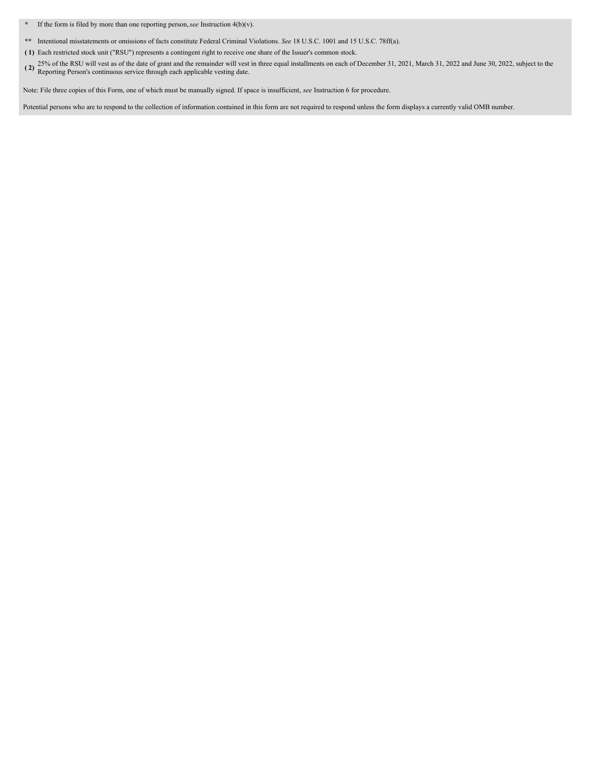\* If the form is filed by more than one reporting person, *see* Instruction 4(b)(v).

\*\* Intentional misstatements or omissions of facts constitute Federal Criminal Violations. *See* 18 U.S.C. 1001 and 15 U.S.C. 78ff(a).

( 1) Each restricted stock unit ("RSU") represents a contingent right to receive one share of the Issuer's common stock.

( 2) 25% of the RSU will vest as of the date of grant and the remainder will vest in three equal installments on each of December 31, 2021, March 31, 2022 and June 30, 2022, subject to the Reporting Person's continuous service through each applicable vesting date.

Note: File three copies of this Form, one of which must be manually signed. If space is insufficient, *see* Instruction 6 for procedure.

Potential persons who are to respond to the collection of information contained in this form are not required to respond unless the form displays a currently valid OMB number.